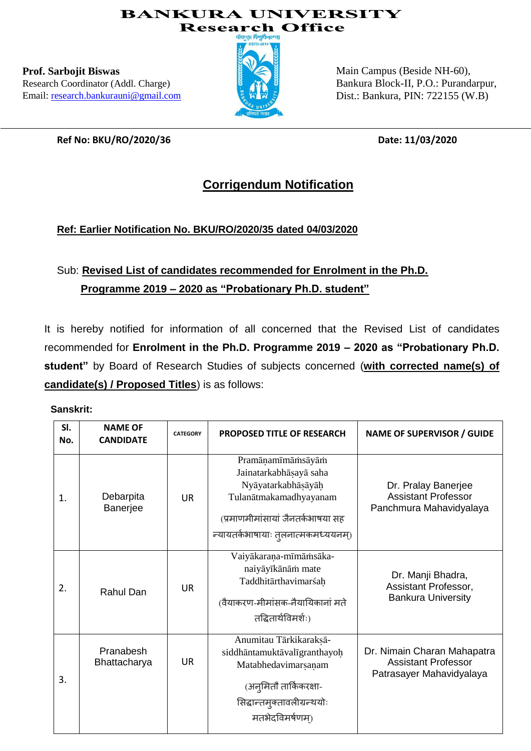# BANKURA UNIVERSITY
## Research Office

**Prof. Sarbojit Biswas**
Research Coordinator (Addl. Charge)
Email: research.bankurauni@gmail.com

Main Campus (Beside NH-60),
Bankura Block-II, P.O.: Purandarpur,
Dist.: Bankura, PIN: 722155 (W.B)

**Ref No: BKU/RO/2020/36** **Date: 11/03/2020**

## Corrigendum Notification

**Ref: Earlier Notification No. BKU/RO/2020/35 dated 04/03/2020**

Sub: **Revised List of candidates recommended for Enrolment in the Ph.D. Programme 2019 – 2020 as "Probationary Ph.D. student"**

It is hereby notified for information of all concerned that the Revised List of candidates recommended for **Enrolment in the Ph.D. Programme 2019 – 2020 as "Probationary Ph.D. student"** by Board of Research Studies of subjects concerned (**with corrected name(s) of candidate(s) / Proposed Titles**) is as follows:

**Sanskrit:**

| Sl. No. | NAME OF CANDIDATE | CATEGORY | PROPOSED TITLE OF RESEARCH | NAME OF SUPERVISOR / GUIDE |
|---|---|---|---|---|
| 1. | Debarpita Banerjee | UR | Pramāṇamīmāṁsāyāṁ Jainatarkabhāṣayā saha Nyāyatarkabhāṣāyāḥ Tulanātmakamadhyayanam (प्रमाणमीमांसायां जैनतर्कभाषया सह न्यायतर्कभाषायाः तुलनात्मकमध्ययनम्) | Dr. Pralay Banerjee Assistant Professor Panchmura Mahavidyalaya |
| 2. | Rahul Dan | UR | Vaiyākaraṇa-mīmāṁsāka-naiyāyīkānāṁ mate Taddhitārthavimarśaḥ (वैयाकरण-मीमांसक-नैयायिकानां मते तद्धितार्थविमर्शः) | Dr. Manji Bhadra, Assistant Professor, Bankura University |
| 3. | Pranabesh Bhattacharya | UR | Anumitau Tārkikarakṣā-siddhāntamuktāvalīgranthayoḥ Matabhedavimarṣaṇam (अनुमितौ तार्किकरक्षा-सिद्धान्तमुक्तावलीग्रन्थयोः मतभेदविमर्षणम्) | Dr. Nimain Charan Mahapatra Assistant Professor Patrasayer Mahavidyalaya |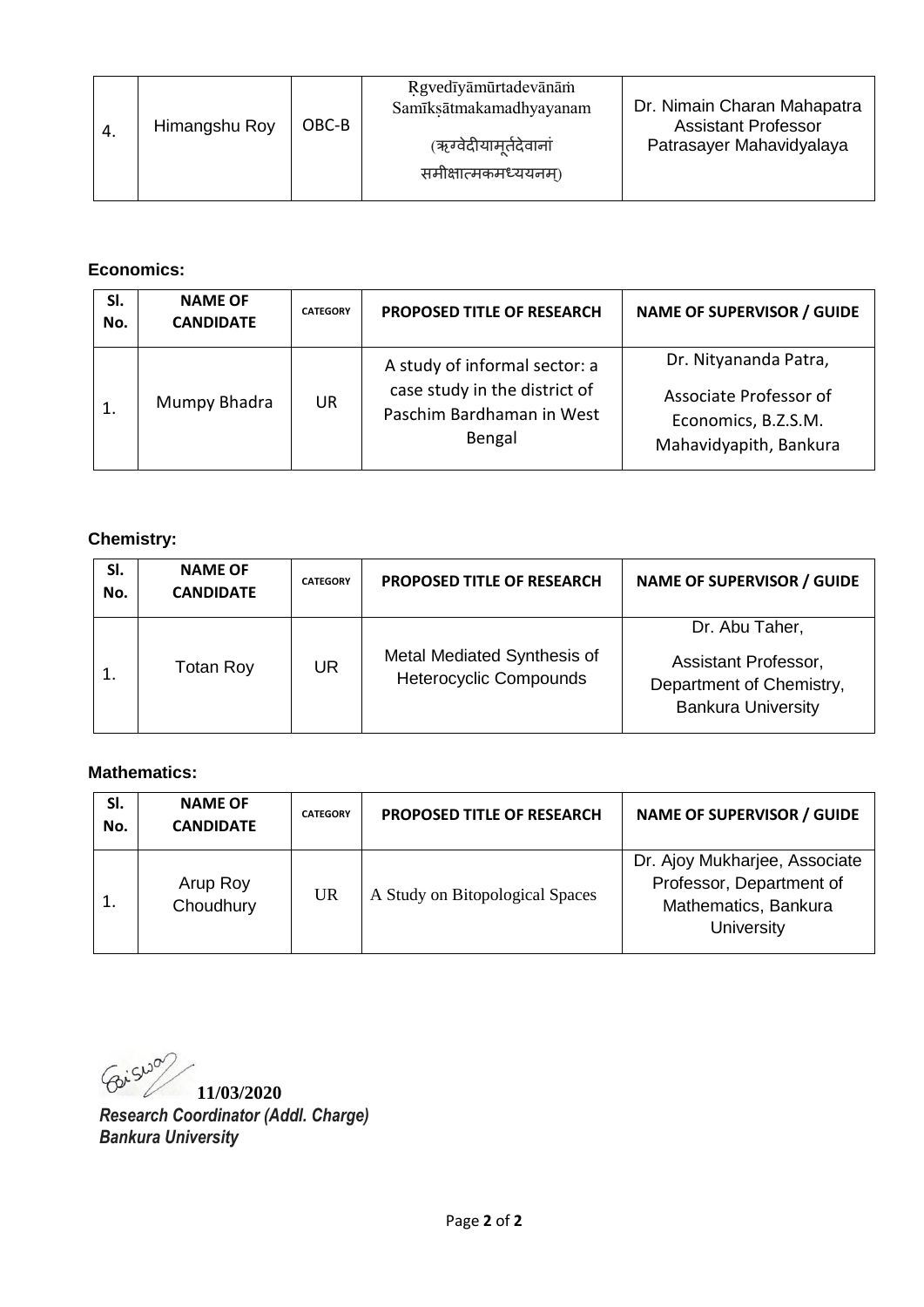| | | | | |
|---|---|---|---|---|
| 4. | Himangshu Roy | OBC-B | Ṛgvedīyāmūrtadevānāṁ Samīkṣātmakamadhyayanam (ऋग्वेदीयामूर्तदेवानां समीक्षात्मकमध्ययनम्) | Dr. Nimain Charan Mahapatra Assistant Professor Patrasayer Mahavidyalaya |

**Economics:**

| Sl. No. | NAME OF CANDIDATE | CATEGORY | PROPOSED TITLE OF RESEARCH | NAME OF SUPERVISOR / GUIDE |
|---|---|---|---|---|
| 1. | Mumpy Bhadra | UR | A study of informal sector: a case study in the district of Paschim Bardhaman in West Bengal | Dr. Nityananda Patra, Associate Professor of Economics, B.Z.S.M. Mahavidyapith, Bankura |

**Chemistry:**

| Sl. No. | NAME OF CANDIDATE | CATEGORY | PROPOSED TITLE OF RESEARCH | NAME OF SUPERVISOR / GUIDE |
|---|---|---|---|---|
| 1. | Totan Roy | UR | Metal Mediated Synthesis of Heterocyclic Compounds | Dr. Abu Taher, Assistant Professor, Department of Chemistry, Bankura University |

**Mathematics:**

| Sl. No. | NAME OF CANDIDATE | CATEGORY | PROPOSED TITLE OF RESEARCH | NAME OF SUPERVISOR / GUIDE |
|---|---|---|---|---|
| 1. | Arup Roy Choudhury | UR | A Study on Bitopological Spaces | Dr. Ajoy Mukharjee, Associate Professor, Department of Mathematics, Bankura University |

**11/03/2020**

***Research Coordinator (Addl. Charge)***
***Bankura University***